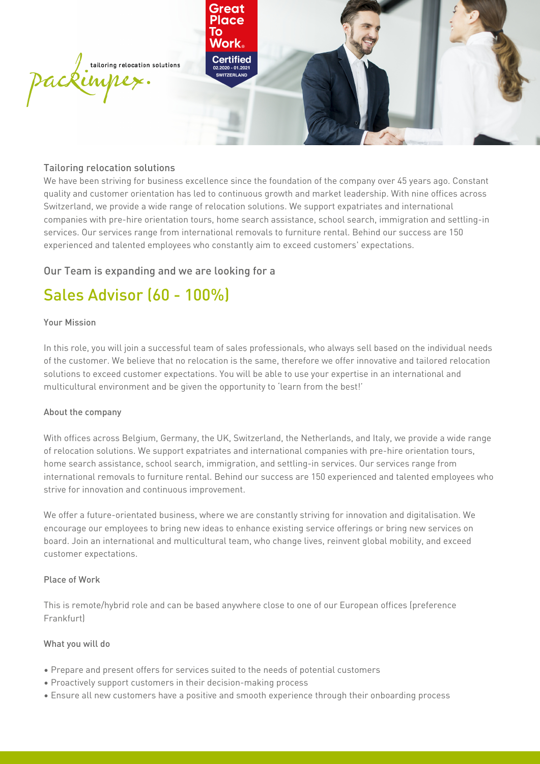packimpex. tailoring relocation solutions

Great Place To Work. Certified 02.2020 - 01.2021 SWITZERLAND

Tailoring relocation solutions

We have been striving for business excellence since the foundation of the company over 45 years ago. Constant quality and customer orientation has led to continuous growth and market leadership. With nine offices across Switzerland, we provide a wide range of relocation solutions. We support expatriates and international companies with pre-hire orientation tours, home search assistance, school search, immigration and settling-in services. Our services range from international removals to furniture rental. Behind our success are 150 experienced and talented employees who constantly aim to exceed customers' expectations.

Our Team is expanding and we are looking for a

# Sales Advisor (60 - 100%)

### Your Mission

In this role, you will join a successful team of sales professionals, who always sell based on the individual needs of the customer. We believe that no relocation is the same, therefore we offer innovative and tailored relocation solutions to exceed customer expectations. You will be able to use your expertise in an international and multicultural environment and be given the opportunity to 'learn from the best!'

### About the company

With offices across Belgium, Germany, the UK, Switzerland, the Netherlands, and Italy, we provide a wide range of relocation solutions. We support expatriates and international companies with pre-hire orientation tours, home search assistance, school search, immigration, and settling-in services. Our services range from international removals to furniture rental. Behind our success are 150 experienced and talented employees who strive for innovation and continuous improvement.

We offer a future-orientated business, where we are constantly striving for innovation and digitalisation. We encourage our employees to bring new ideas to enhance existing service offerings or bring new services on board. Join an international and multicultural team, who change lives, reinvent global mobility, and exceed customer expectations.

### Place of Work

This is remote/hybrid role and can be based anywhere close to one of our European offices (preference Frankfurt)

### What you will do

- Prepare and present offers for services suited to the needs of potential customers
- Proactively support customers in their decision-making process
- Ensure all new customers have a positive and smooth experience through their onboarding process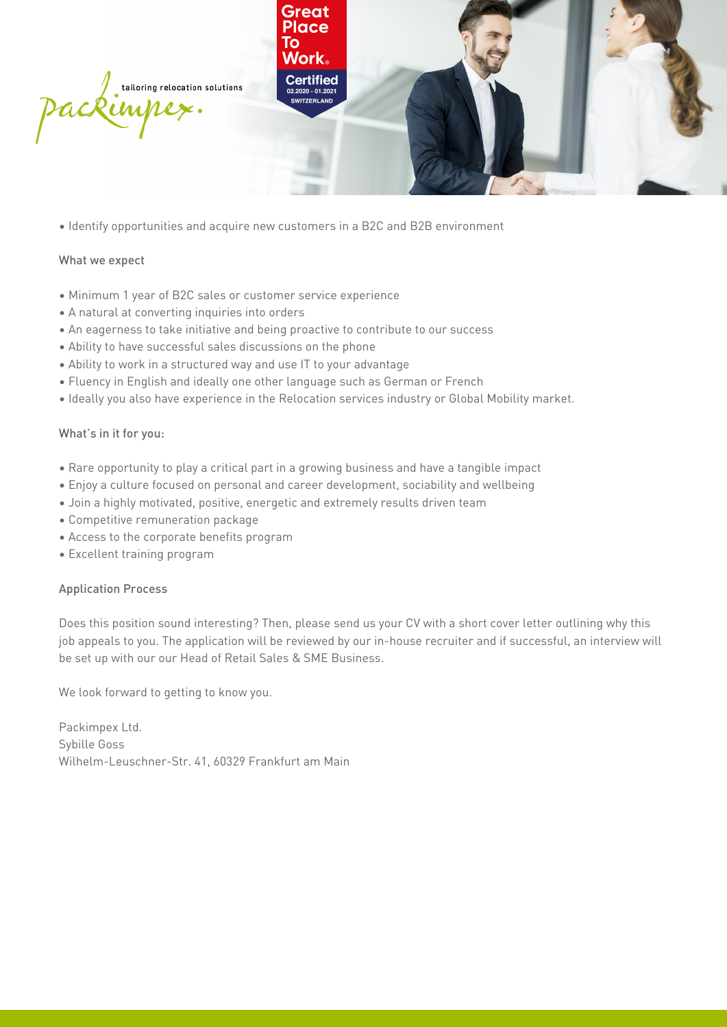- Identify opportunities and acquire new customers in a B2C and B2B environment

### What we expect

- Minimum 1 year of B2C sales or customer service experience
- A natural at converting inquiries into orders
- An eagerness to take initiative and being proactive to contribute to our success
- Ability to have successful sales discussions on the phone
- Ability to work in a structured way and use IT to your advantage
- Fluency in English and ideally one other language such as German or French
- Ideally you also have experience in the Relocation services industry or Global Mobility market.

### What's in it for you:

- Rare opportunity to play a critical part in a growing business and have a tangible impact
- Enjoy a culture focused on personal and career development, sociability and wellbeing
- Join a highly motivated, positive, energetic and extremely results driven team
- Competitive remuneration package
- Access to the corporate benefits program
- Excellent training program

### Application Process

Does this position sound interesting? Then, please send us your CV with a short cover letter outlining why this job appeals to you. The application will be reviewed by our in-house recruiter and if successful, an interview will be set up with our our Head of Retail Sales & SME Business.

We look forward to getting to know you.

Packimpex Ltd.
Sybille Goss
Wilhelm-Leuschner-Str. 41, 60329 Frankfurt am Main